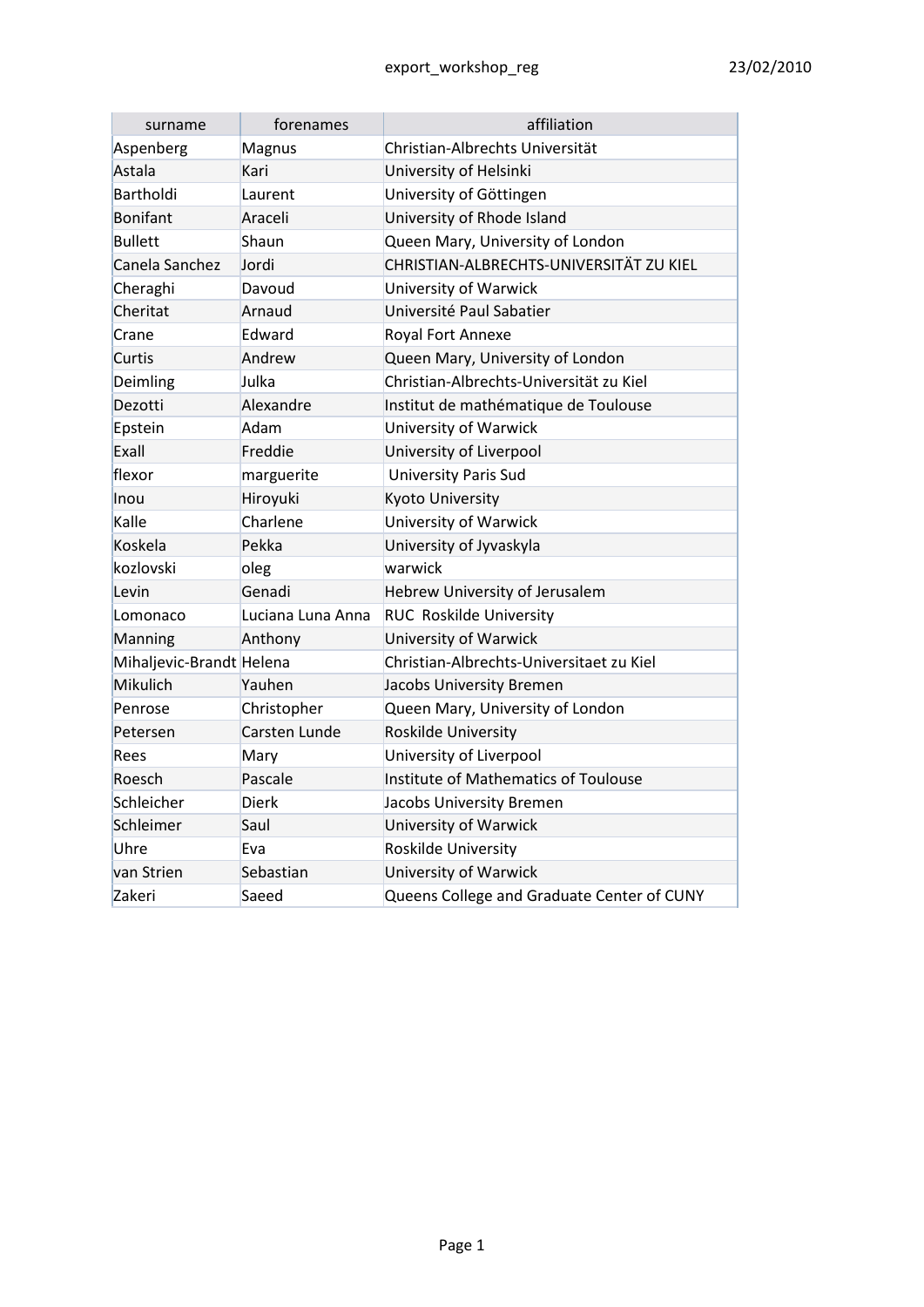| surname | forenames | affiliation |
| --- | --- | --- |
| Aspenberg | Magnus | Christian-Albrechts Universität |
| Astala | Kari | University of Helsinki |
| Bartholdi | Laurent | University of Göttingen |
| Bonifant | Araceli | University of Rhode Island |
| Bullett | Shaun | Queen Mary, University of London |
| Canela Sanchez | Jordi | CHRISTIAN-ALBRECHTS-UNIVERSITÄT ZU KIEL |
| Cheraghi | Davoud | University of Warwick |
| Cheritat | Arnaud | Université Paul Sabatier |
| Crane | Edward | Royal Fort Annexe |
| Curtis | Andrew | Queen Mary, University of London |
| Deimling | Julka | Christian-Albrechts-Universität zu Kiel |
| Dezotti | Alexandre | Institut de mathématique de Toulouse |
| Epstein | Adam | University of Warwick |
| Exall | Freddie | University of Liverpool |
| flexor | marguerite | University Paris Sud |
| Inou | Hiroyuki | Kyoto University |
| Kalle | Charlene | University of Warwick |
| Koskela | Pekka | University of Jyvaskyla |
| kozlovski | oleg | warwick |
| Levin | Genadi | Hebrew University of Jerusalem |
| Lomonaco | Luciana Luna Anna | RUC Roskilde University |
| Manning | Anthony | University of Warwick |
| Mihaljevic-Brandt | Helena | Christian-Albrechts-Universitaet zu Kiel |
| Mikulich | Yauhen | Jacobs University Bremen |
| Penrose | Christopher | Queen Mary, University of London |
| Petersen | Carsten Lunde | Roskilde University |
| Rees | Mary | University of Liverpool |
| Roesch | Pascale | Institute of Mathematics of Toulouse |
| Schleicher | Dierk | Jacobs University Bremen |
| Schleimer | Saul | University of Warwick |
| Uhre | Eva | Roskilde University |
| van Strien | Sebastian | University of Warwick |
| Zakeri | Saeed | Queens College and Graduate Center of CUNY |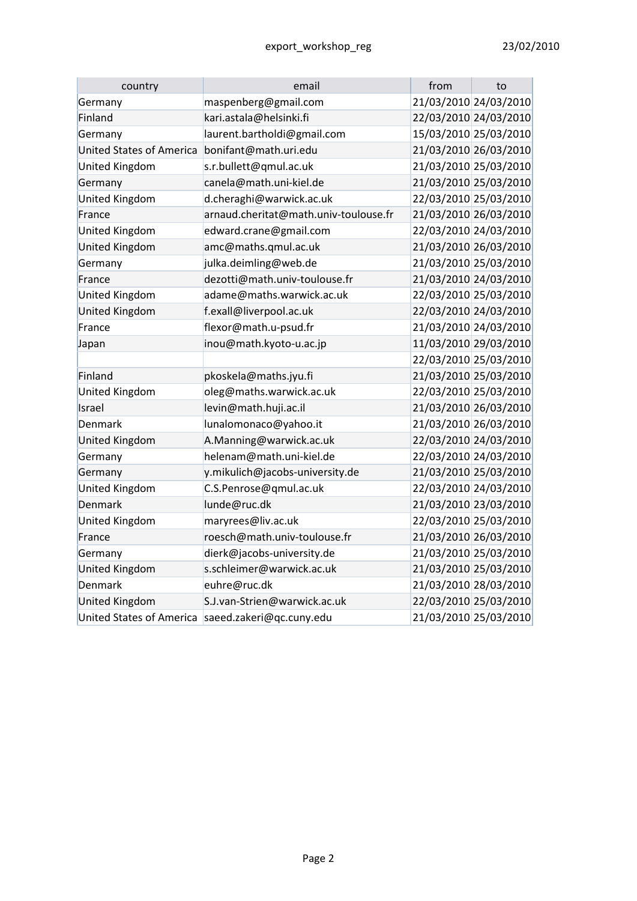| country | email | from | to |
|---|---|---|---|
| Germany | maspenberg@gmail.com | 21/03/2010 | 24/03/2010 |
| Finland | kari.astala@helsinki.fi | 22/03/2010 | 24/03/2010 |
| Germany | laurent.bartholdi@gmail.com | 15/03/2010 | 25/03/2010 |
| United States of America | bonifant@math.uri.edu | 21/03/2010 | 26/03/2010 |
| United Kingdom | s.r.bullett@qmul.ac.uk | 21/03/2010 | 25/03/2010 |
| Germany | canela@math.uni-kiel.de | 21/03/2010 | 25/03/2010 |
| United Kingdom | d.cheraghi@warwick.ac.uk | 22/03/2010 | 25/03/2010 |
| France | arnaud.cheritat@math.univ-toulouse.fr | 21/03/2010 | 26/03/2010 |
| United Kingdom | edward.crane@gmail.com | 22/03/2010 | 24/03/2010 |
| United Kingdom | amc@maths.qmul.ac.uk | 21/03/2010 | 26/03/2010 |
| Germany | julka.deimling@web.de | 21/03/2010 | 25/03/2010 |
| France | dezotti@math.univ-toulouse.fr | 21/03/2010 | 24/03/2010 |
| United Kingdom | adame@maths.warwick.ac.uk | 22/03/2010 | 25/03/2010 |
| United Kingdom | f.exall@liverpool.ac.uk | 22/03/2010 | 24/03/2010 |
| France | flexor@math.u-psud.fr | 21/03/2010 | 24/03/2010 |
| Japan | inou@math.kyoto-u.ac.jp | 11/03/2010 | 29/03/2010 |
| | | 22/03/2010 | 25/03/2010 |
| Finland | pkoskela@maths.jyu.fi | 21/03/2010 | 25/03/2010 |
| United Kingdom | oleg@maths.warwick.ac.uk | 22/03/2010 | 25/03/2010 |
| Israel | levin@math.huji.ac.il | 21/03/2010 | 26/03/2010 |
| Denmark | lunalomonaco@yahoo.it | 21/03/2010 | 26/03/2010 |
| United Kingdom | A.Manning@warwick.ac.uk | 22/03/2010 | 24/03/2010 |
| Germany | helenam@math.uni-kiel.de | 22/03/2010 | 24/03/2010 |
| Germany | y.mikulich@jacobs-university.de | 21/03/2010 | 25/03/2010 |
| United Kingdom | C.S.Penrose@qmul.ac.uk | 22/03/2010 | 24/03/2010 |
| Denmark | lunde@ruc.dk | 21/03/2010 | 23/03/2010 |
| United Kingdom | maryrees@liv.ac.uk | 22/03/2010 | 25/03/2010 |
| France | roesch@math.univ-toulouse.fr | 21/03/2010 | 26/03/2010 |
| Germany | dierk@jacobs-university.de | 21/03/2010 | 25/03/2010 |
| United Kingdom | s.schleimer@warwick.ac.uk | 21/03/2010 | 25/03/2010 |
| Denmark | euhre@ruc.dk | 21/03/2010 | 28/03/2010 |
| United Kingdom | S.J.van-Strien@warwick.ac.uk | 22/03/2010 | 25/03/2010 |
| United States of America | saeed.zakeri@qc.cuny.edu | 21/03/2010 | 25/03/2010 |